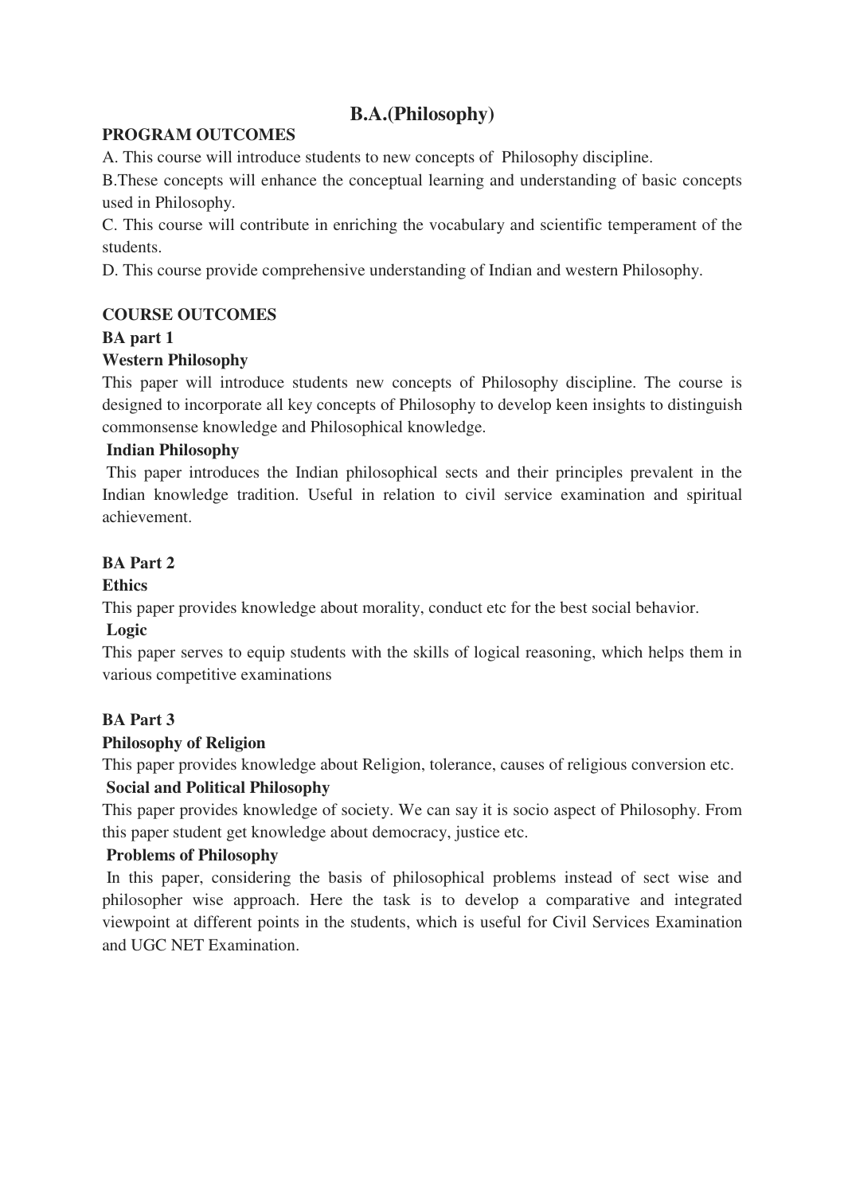# B.A.(Philosophy)

**PROGRAM OUTCOMES**

A. This course will introduce students to new concepts of Philosophy discipline.

B.These concepts will enhance the conceptual learning and understanding of basic concepts used in Philosophy.

C. This course will contribute in enriching the vocabulary and scientific temperament of the students.

D. This course provide comprehensive understanding of Indian and western Philosophy.

**COURSE OUTCOMES**

**BA part 1**

**Western Philosophy**

This paper will introduce students new concepts of Philosophy discipline. The course is designed to incorporate all key concepts of Philosophy to develop keen insights to distinguish commonsense knowledge and Philosophical knowledge.

**Indian Philosophy**

This paper introduces the Indian philosophical sects and their principles prevalent in the Indian knowledge tradition. Useful in relation to civil service examination and spiritual achievement.

**BA Part 2**

**Ethics**

This paper provides knowledge about morality, conduct etc for the best social behavior.

**Logic**

This paper serves to equip students with the skills of logical reasoning, which helps them in various competitive examinations

**BA Part 3**

**Philosophy of Religion**

This paper provides knowledge about Religion, tolerance, causes of religious conversion etc.

**Social and Political Philosophy**

This paper provides knowledge of society. We can say it is socio aspect of Philosophy. From this paper student get knowledge about democracy, justice etc.

**Problems of Philosophy**

In this paper, considering the basis of philosophical problems instead of sect wise and philosopher wise approach. Here the task is to develop a comparative and integrated viewpoint at different points in the students, which is useful for Civil Services Examination and UGC NET Examination.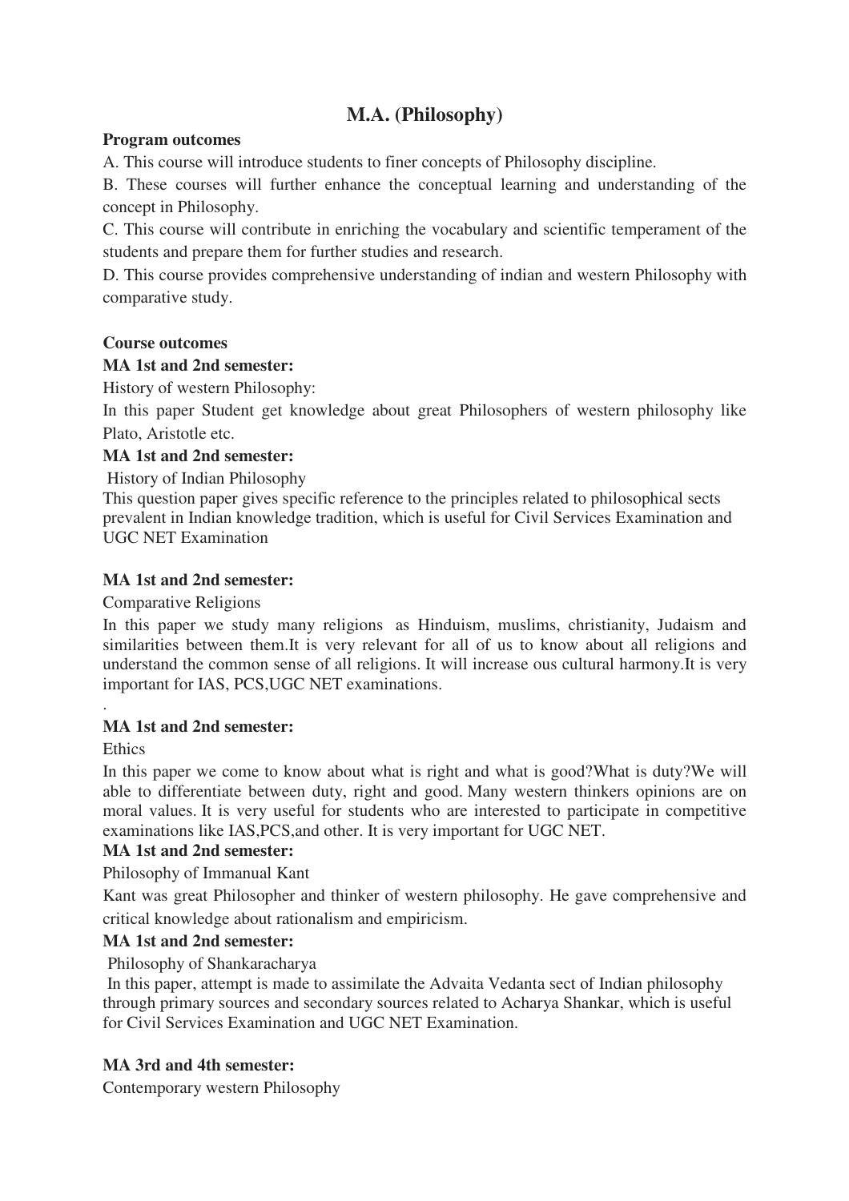# M.A. (Philosophy)

**Program outcomes**

A. This course will introduce students to finer concepts of Philosophy discipline.

B. These courses will further enhance the conceptual learning and understanding of the concept in Philosophy.

C. This course will contribute in enriching the vocabulary and scientific temperament of the students and prepare them for further studies and research.

D. This course provides comprehensive understanding of indian and western Philosophy with comparative study.

**Course outcomes**

**MA 1st and 2nd semester:**

History of western Philosophy:

In this paper Student get knowledge about great Philosophers of western philosophy like Plato, Aristotle etc.

**MA 1st and 2nd semester:**

History of Indian Philosophy

This question paper gives specific reference to the principles related to philosophical sects prevalent in Indian knowledge tradition, which is useful for Civil Services Examination and UGC NET Examination

**MA 1st and 2nd semester:**

Comparative Religions

In this paper we study many religions as Hinduism, muslims, christianity, Judaism and similarities between them.It is very relevant for all of us to know about all religions and understand the common sense of all religions. It will increase ous cultural harmony.It is very important for IAS, PCS,UGC NET examinations.

.

**MA 1st and 2nd semester:**

Ethics

In this paper we come to know about what is right and what is good?What is duty?We will able to differentiate between duty, right and good. Many western thinkers opinions are on moral values. It is very useful for students who are interested to participate in competitive examinations like IAS,PCS,and other. It is very important for UGC NET.

**MA 1st and 2nd semester:**

Philosophy of Immanual Kant

Kant was great Philosopher and thinker of western philosophy. He gave comprehensive and critical knowledge about rationalism and empiricism.

**MA 1st and 2nd semester:**

Philosophy of Shankaracharya

In this paper, attempt is made to assimilate the Advaita Vedanta sect of Indian philosophy through primary sources and secondary sources related to Acharya Shankar, which is useful for Civil Services Examination and UGC NET Examination.

**MA 3rd and 4th semester:**

Contemporary western Philosophy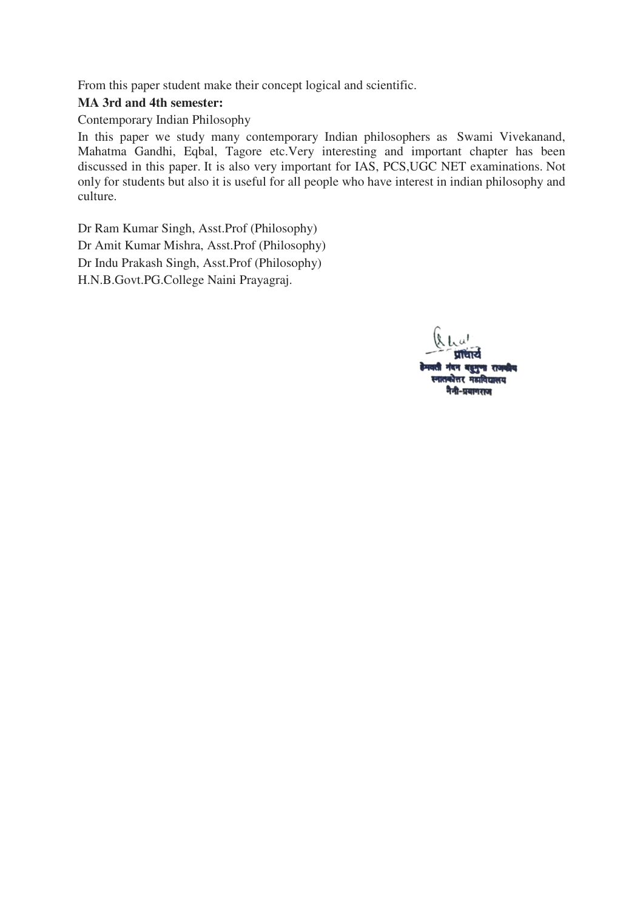From this paper student make their concept logical and scientific.

**MA 3rd and 4th semester:**

Contemporary Indian Philosophy

In this paper we study many contemporary Indian philosophers as Swami Vivekanand, Mahatma Gandhi, Eqbal, Tagore etc.Very interesting and important chapter has been discussed in this paper. It is also very important for IAS, PCS,UGC NET examinations. Not only for students but also it is useful for all people who have interest in indian philosophy and culture.

Dr Ram Kumar Singh, Asst.Prof (Philosophy)
Dr Amit Kumar Mishra, Asst.Prof (Philosophy)
Dr Indu Prakash Singh, Asst.Prof (Philosophy)
H.N.B.Govt.PG.College Naini Prayagraj.

प्राचार्य
हेमवती नंदन बहुगुणा राजकीय
स्नातकोत्तर महाविद्यालय
नैनी-प्रयागराज